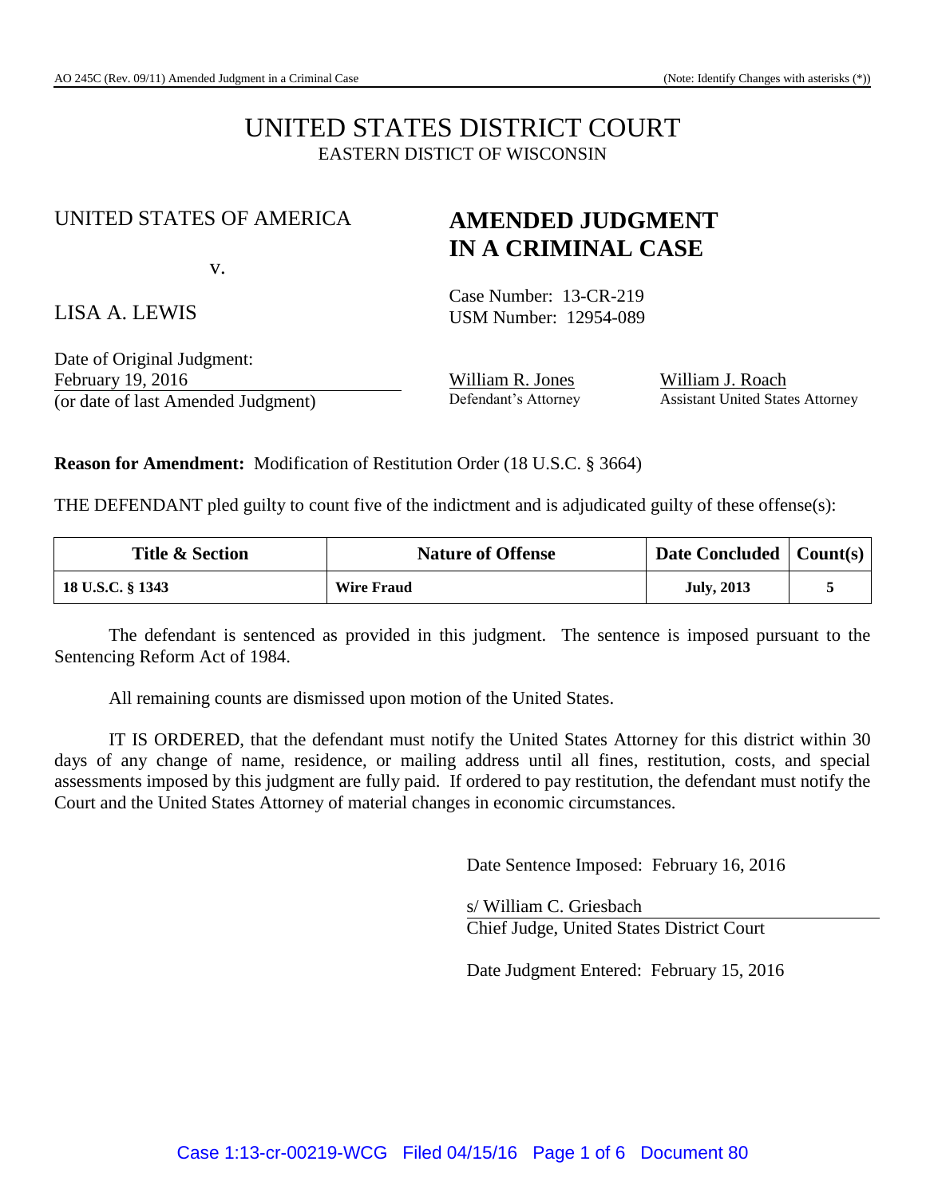AO 245C (Rev. 09/11) Amended Judgment in a Criminal Case (Note: Identify Changes with asterisks (*))

# UNITED STATES DISTRICT COURT
EASTERN DISTICT OF WISCONSIN

UNITED STATES OF AMERICA

v.

LISA A. LEWIS

## AMENDED JUDGMENT IN A CRIMINAL CASE

Case Number: 13-CR-219
USM Number: 12954-089

Date of Original Judgment:
February 19, 2016
(or date of last Amended Judgment)

William R. Jones
Defendant's Attorney

William J. Roach
Assistant United States Attorney

**Reason for Amendment:** Modification of Restitution Order (18 U.S.C. § 3664)

THE DEFENDANT pled guilty to count five of the indictment and is adjudicated guilty of these offense(s):

| Title & Section | Nature of Offense | Date Concluded | Count(s) |
|---|---|---|---|
| **18 U.S.C. § 1343** | **Wire Fraud** | **July, 2013** | **5** |

The defendant is sentenced as provided in this judgment. The sentence is imposed pursuant to the Sentencing Reform Act of 1984.

All remaining counts are dismissed upon motion of the United States.

IT IS ORDERED, that the defendant must notify the United States Attorney for this district within 30 days of any change of name, residence, or mailing address until all fines, restitution, costs, and special assessments imposed by this judgment are fully paid. If ordered to pay restitution, the defendant must notify the Court and the United States Attorney of material changes in economic circumstances.

Date Sentence Imposed: February 16, 2016

s/ William C. Griesbach
Chief Judge, United States District Court

Date Judgment Entered: February 15, 2016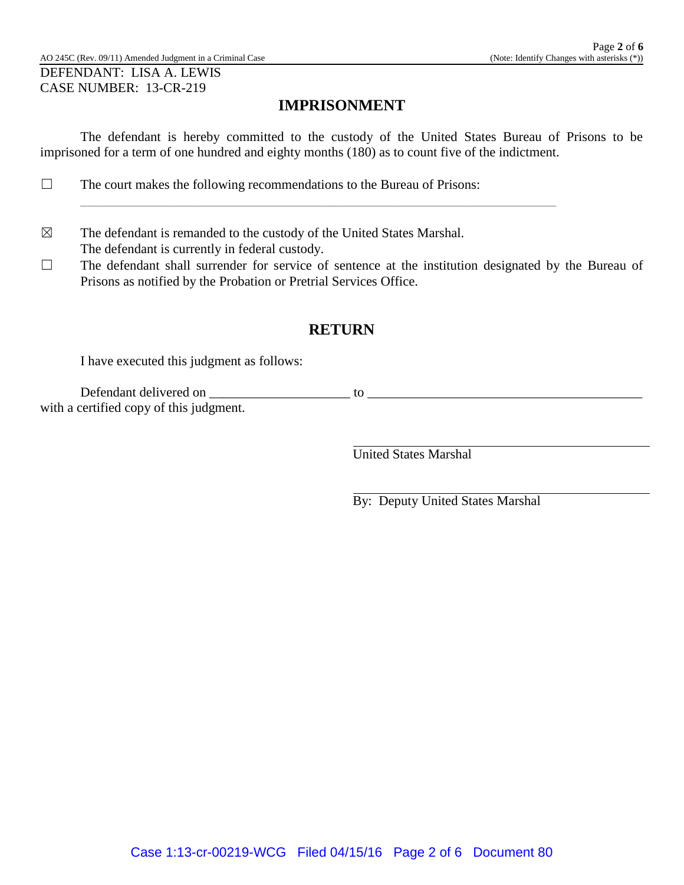DEFENDANT: LISA A. LEWIS
CASE NUMBER: 13-CR-219

## IMPRISONMENT

The defendant is hereby committed to the custody of the United States Bureau of Prisons to be imprisoned for a term of one hundred and eighty months (180) as to count five of the indictment.

☐ The court makes the following recommendations to the Bureau of Prisons:

☒ The defendant is remanded to the custody of the United States Marshal.
The defendant is currently in federal custody.

☐ The defendant shall surrender for service of sentence at the institution designated by the Bureau of Prisons as notified by the Probation or Pretrial Services Office.

## RETURN

I have executed this judgment as follows:

Defendant delivered on ____________________ to ________________________________________ with a certified copy of this judgment.

United States Marshal

By: Deputy United States Marshal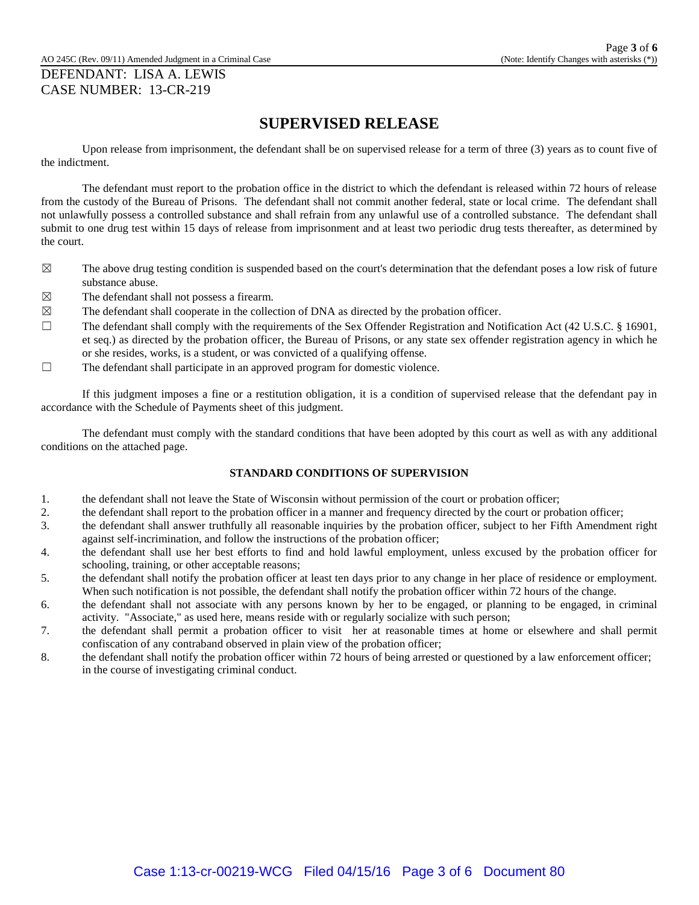DEFENDANT: LISA A. LEWIS
CASE NUMBER: 13-CR-219

## SUPERVISED RELEASE

Upon release from imprisonment, the defendant shall be on supervised release for a term of three (3) years as to count five of the indictment.

The defendant must report to the probation office in the district to which the defendant is released within 72 hours of release from the custody of the Bureau of Prisons. The defendant shall not commit another federal, state or local crime. The defendant shall not unlawfully possess a controlled substance and shall refrain from any unlawful use of a controlled substance. The defendant shall submit to one drug test within 15 days of release from imprisonment and at least two periodic drug tests thereafter, as determined by the court.

- ☒ The above drug testing condition is suspended based on the court's determination that the defendant poses a low risk of future substance abuse.
- ☒ The defendant shall not possess a firearm.
- ☒ The defendant shall cooperate in the collection of DNA as directed by the probation officer.
- ☐ The defendant shall comply with the requirements of the Sex Offender Registration and Notification Act (42 U.S.C. § 16901, et seq.) as directed by the probation officer, the Bureau of Prisons, or any state sex offender registration agency in which he or she resides, works, is a student, or was convicted of a qualifying offense.
- ☐ The defendant shall participate in an approved program for domestic violence.

If this judgment imposes a fine or a restitution obligation, it is a condition of supervised release that the defendant pay in accordance with the Schedule of Payments sheet of this judgment.

The defendant must comply with the standard conditions that have been adopted by this court as well as with any additional conditions on the attached page.

### STANDARD CONDITIONS OF SUPERVISION

1. the defendant shall not leave the State of Wisconsin without permission of the court or probation officer;
2. the defendant shall report to the probation officer in a manner and frequency directed by the court or probation officer;
3. the defendant shall answer truthfully all reasonable inquiries by the probation officer, subject to her Fifth Amendment right against self-incrimination, and follow the instructions of the probation officer;
4. the defendant shall use her best efforts to find and hold lawful employment, unless excused by the probation officer for schooling, training, or other acceptable reasons;
5. the defendant shall notify the probation officer at least ten days prior to any change in her place of residence or employment. When such notification is not possible, the defendant shall notify the probation officer within 72 hours of the change.
6. the defendant shall not associate with any persons known by her to be engaged, or planning to be engaged, in criminal activity. "Associate," as used here, means reside with or regularly socialize with such person;
7. the defendant shall permit a probation officer to visit her at reasonable times at home or elsewhere and shall permit confiscation of any contraband observed in plain view of the probation officer;
8. the defendant shall notify the probation officer within 72 hours of being arrested or questioned by a law enforcement officer; in the course of investigating criminal conduct.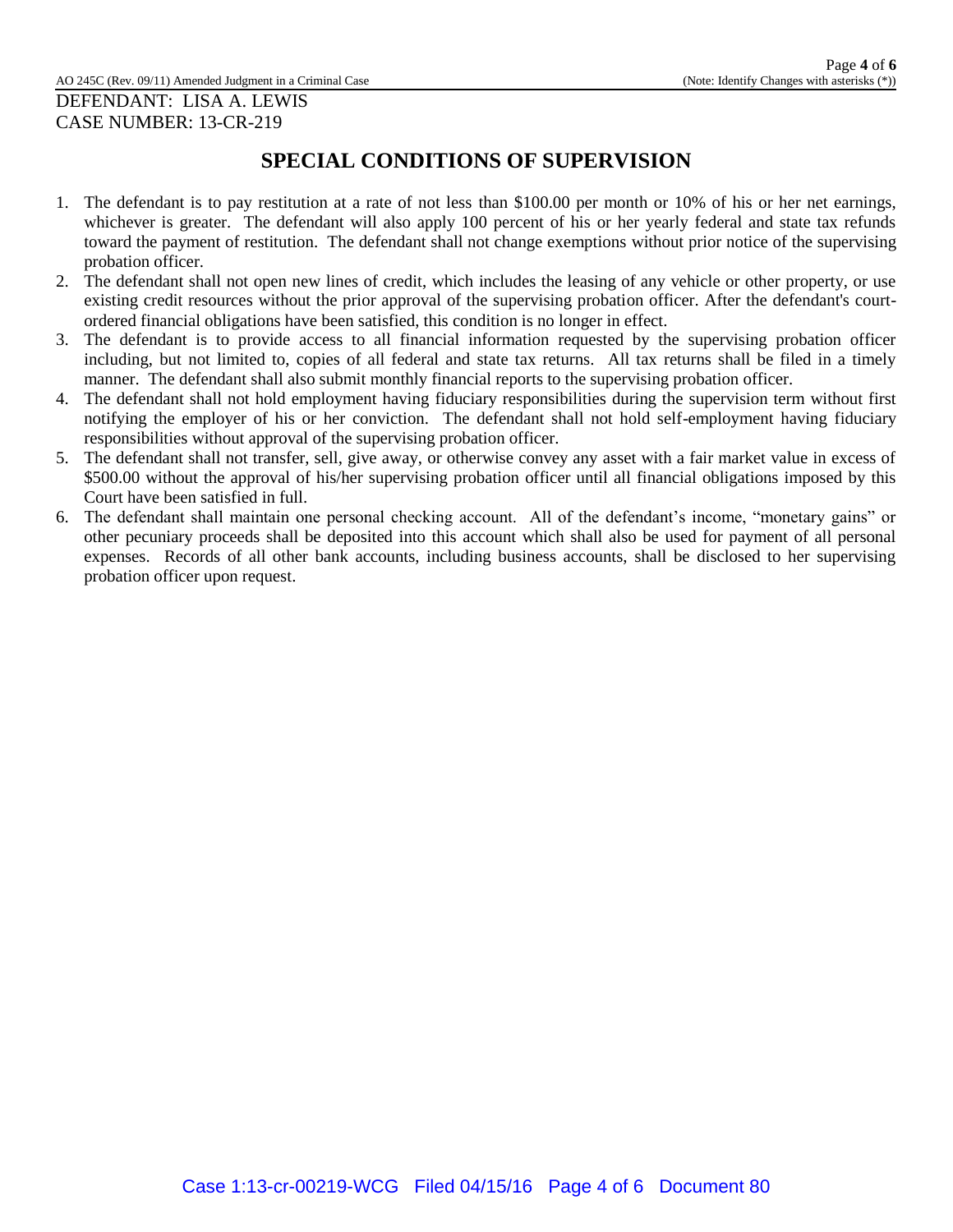DEFENDANT: LISA A. LEWIS
CASE NUMBER: 13-CR-219

## SPECIAL CONDITIONS OF SUPERVISION

1. The defendant is to pay restitution at a rate of not less than $100.00 per month or 10% of his or her net earnings, whichever is greater. The defendant will also apply 100 percent of his or her yearly federal and state tax refunds toward the payment of restitution. The defendant shall not change exemptions without prior notice of the supervising probation officer.
2. The defendant shall not open new lines of credit, which includes the leasing of any vehicle or other property, or use existing credit resources without the prior approval of the supervising probation officer. After the defendant's court-ordered financial obligations have been satisfied, this condition is no longer in effect.
3. The defendant is to provide access to all financial information requested by the supervising probation officer including, but not limited to, copies of all federal and state tax returns. All tax returns shall be filed in a timely manner. The defendant shall also submit monthly financial reports to the supervising probation officer.
4. The defendant shall not hold employment having fiduciary responsibilities during the supervision term without first notifying the employer of his or her conviction. The defendant shall not hold self-employment having fiduciary responsibilities without approval of the supervising probation officer.
5. The defendant shall not transfer, sell, give away, or otherwise convey any asset with a fair market value in excess of $500.00 without the approval of his/her supervising probation officer until all financial obligations imposed by this Court have been satisfied in full.
6. The defendant shall maintain one personal checking account. All of the defendant's income, "monetary gains" or other pecuniary proceeds shall be deposited into this account which shall also be used for payment of all personal expenses. Records of all other bank accounts, including business accounts, shall be disclosed to her supervising probation officer upon request.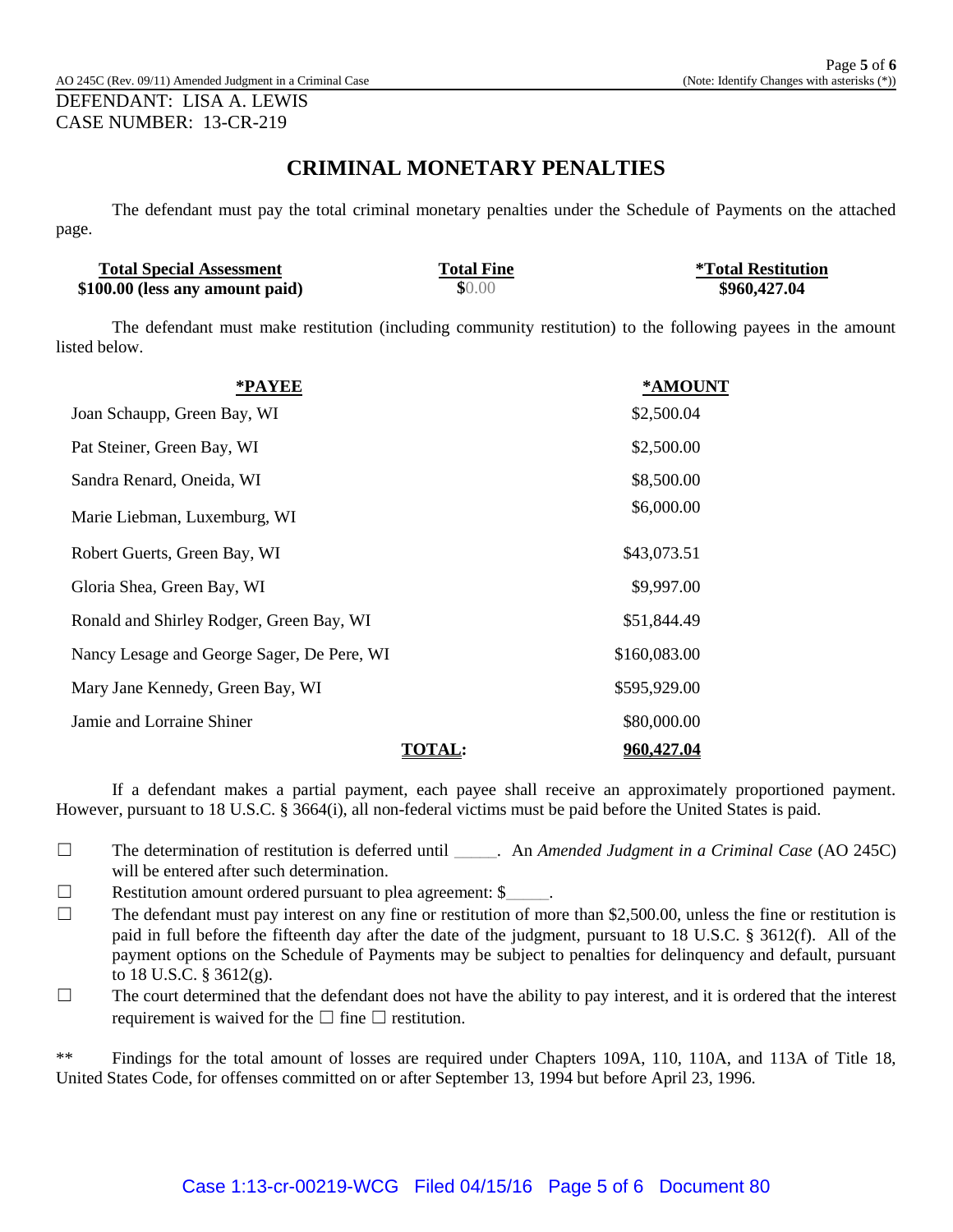DEFENDANT: LISA A. LEWIS
CASE NUMBER: 13-CR-219

## CRIMINAL MONETARY PENALTIES

The defendant must pay the total criminal monetary penalties under the Schedule of Payments on the attached page.

| Total Special Assessment | Total Fine | *Total Restitution |
|---|---|---|
| $100.00 (less any amount paid) | $0.00 | $960,427.04 |

The defendant must make restitution (including community restitution) to the following payees in the amount listed below.

| *PAYEE | *AMOUNT |
|---|---|
| Joan Schaupp, Green Bay, WI | $2,500.04 |
| Pat Steiner, Green Bay, WI | $2,500.00 |
| Sandra Renard, Oneida, WI | $8,500.00 |
| Marie Liebman, Luxemburg, WI | $6,000.00 |
| Robert Guerts, Green Bay, WI | $43,073.51 |
| Gloria Shea, Green Bay, WI | $9,997.00 |
| Ronald and Shirley Rodger, Green Bay, WI | $51,844.49 |
| Nancy Lesage and George Sager, De Pere, WI | $160,083.00 |
| Mary Jane Kennedy, Green Bay, WI | $595,929.00 |
| Jamie and Lorraine Shiner | $80,000.00 |
| **TOTAL:** | **960,427.04** |

If a defendant makes a partial payment, each payee shall receive an approximately proportioned payment. However, pursuant to 18 U.S.C. § 3664(i), all non-federal victims must be paid before the United States is paid.

☐ The determination of restitution is deferred until _____. An *Amended Judgment in a Criminal Case* (AO 245C) will be entered after such determination.

☐ Restitution amount ordered pursuant to plea agreement: $_____.

☐ The defendant must pay interest on any fine or restitution of more than $2,500.00, unless the fine or restitution is paid in full before the fifteenth day after the date of the judgment, pursuant to 18 U.S.C. § 3612(f). All of the payment options on the Schedule of Payments may be subject to penalties for delinquency and default, pursuant to 18 U.S.C. § 3612(g).

☐ The court determined that the defendant does not have the ability to pay interest, and it is ordered that the interest requirement is waived for the ☐ fine ☐ restitution.

** Findings for the total amount of losses are required under Chapters 109A, 110, 110A, and 113A of Title 18, United States Code, for offenses committed on or after September 13, 1994 but before April 23, 1996.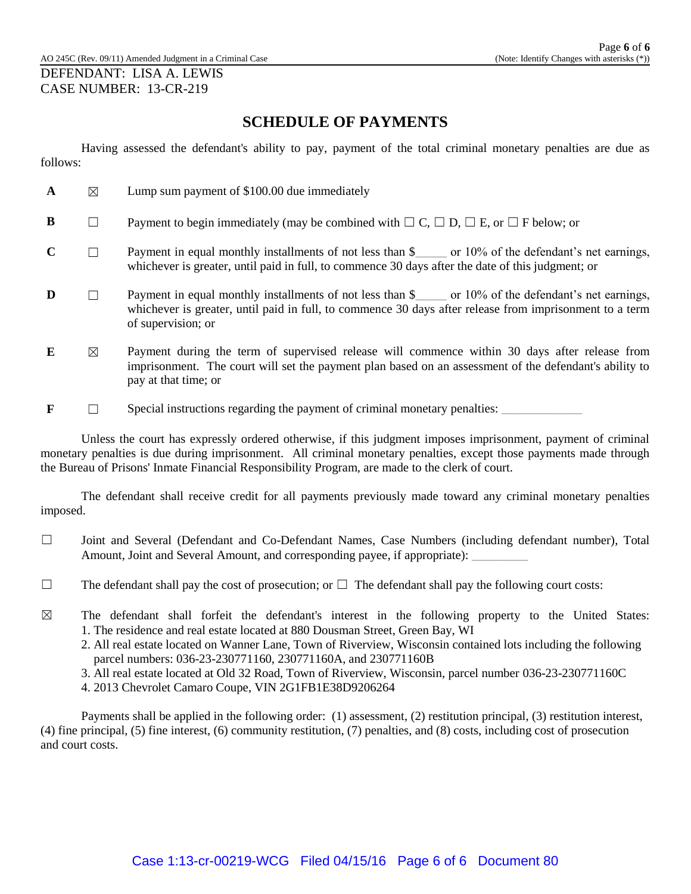DEFENDANT: LISA A. LEWIS
CASE NUMBER: 13-CR-219

## SCHEDULE OF PAYMENTS

Having assessed the defendant's ability to pay, payment of the total criminal monetary penalties are due as follows:

**A** ☒ Lump sum payment of $100.00 due immediately

**B** ☐ Payment to begin immediately (may be combined with ☐ C, ☐ D, ☐ E, or ☐ F below; or

**C** ☐ Payment in equal monthly installments of not less than $_____ or 10% of the defendant's net earnings, whichever is greater, until paid in full, to commence 30 days after the date of this judgment; or

**D** ☐ Payment in equal monthly installments of not less than $_____ or 10% of the defendant's net earnings, whichever is greater, until paid in full, to commence 30 days after release from imprisonment to a term of supervision; or

**E** ☒ Payment during the term of supervised release will commence within 30 days after release from imprisonment. The court will set the payment plan based on an assessment of the defendant's ability to pay at that time; or

**F** ☐ Special instructions regarding the payment of criminal monetary penalties: _____________

Unless the court has expressly ordered otherwise, if this judgment imposes imprisonment, payment of criminal monetary penalties is due during imprisonment. All criminal monetary penalties, except those payments made through the Bureau of Prisons' Inmate Financial Responsibility Program, are made to the clerk of court.

The defendant shall receive credit for all payments previously made toward any criminal monetary penalties imposed.

☐ Joint and Several (Defendant and Co-Defendant Names, Case Numbers (including defendant number), Total Amount, Joint and Several Amount, and corresponding payee, if appropriate): _________

☐ The defendant shall pay the cost of prosecution; or ☐ The defendant shall pay the following court costs:

☒ The defendant shall forfeit the defendant's interest in the following property to the United States:
1. The residence and real estate located at 880 Dousman Street, Green Bay, WI
2. All real estate located on Wanner Lane, Town of Riverview, Wisconsin contained lots including the following parcel numbers: 036-23-230771160, 230771160A, and 230771160B
3. All real estate located at Old 32 Road, Town of Riverview, Wisconsin, parcel number 036-23-230771160C
4. 2013 Chevrolet Camaro Coupe, VIN 2G1FB1E38D9206264

Payments shall be applied in the following order: (1) assessment, (2) restitution principal, (3) restitution interest, (4) fine principal, (5) fine interest, (6) community restitution, (7) penalties, and (8) costs, including cost of prosecution and court costs.